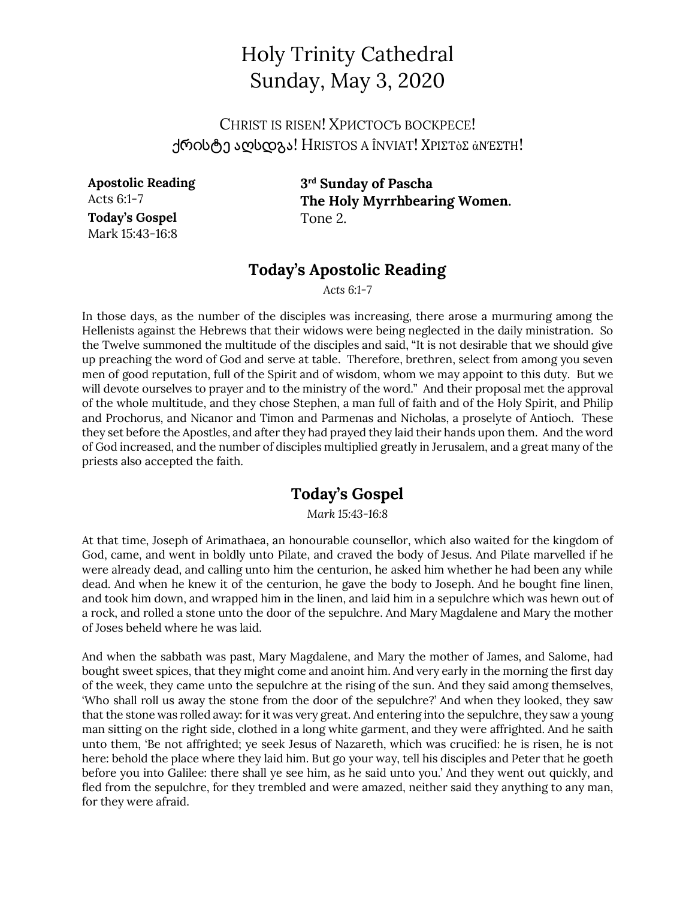# Holy Trinity Cathedral
# Sunday, May 3, 2020

## CHRIST IS RISEN! ХРИСТОСЪ ВОСКРЕСЕ!
## ქრისტე აღსდგა! HRISTOS A ÎNVIAT! ΧΡΙΣΤὸΣ ἈΝΈΣΤΗ!

**Apostolic Reading**
Acts 6:1-7
**Today's Gospel**
Mark 15:43-16:8

**3rd Sunday of Pascha**
**The Holy Myrrhbearing Women.**
Tone 2.

## Today's Apostolic Reading

Acts 6:1-7

In those days, as the number of the disciples was increasing, there arose a murmuring among the Hellenists against the Hebrews that their widows were being neglected in the daily ministration. So the Twelve summoned the multitude of the disciples and said, "It is not desirable that we should give up preaching the word of God and serve at table. Therefore, brethren, select from among you seven men of good reputation, full of the Spirit and of wisdom, whom we may appoint to this duty. But we will devote ourselves to prayer and to the ministry of the word." And their proposal met the approval of the whole multitude, and they chose Stephen, a man full of faith and of the Holy Spirit, and Philip and Prochorus, and Nicanor and Timon and Parmenas and Nicholas, a proselyte of Antioch. These they set before the Apostles, and after they had prayed they laid their hands upon them. And the word of God increased, and the number of disciples multiplied greatly in Jerusalem, and a great many of the priests also accepted the faith.

## Today's Gospel

*Mark 15:43-16:8*

At that time, Joseph of Arimathaea, an honourable counsellor, which also waited for the kingdom of God, came, and went in boldly unto Pilate, and craved the body of Jesus. And Pilate marvelled if he were already dead, and calling unto him the centurion, he asked him whether he had been any while dead. And when he knew it of the centurion, he gave the body to Joseph. And he bought fine linen, and took him down, and wrapped him in the linen, and laid him in a sepulchre which was hewn out of a rock, and rolled a stone unto the door of the sepulchre. And Mary Magdalene and Mary the mother of Joses beheld where he was laid.

And when the sabbath was past, Mary Magdalene, and Mary the mother of James, and Salome, had bought sweet spices, that they might come and anoint him. And very early in the morning the first day of the week, they came unto the sepulchre at the rising of the sun. And they said among themselves, 'Who shall roll us away the stone from the door of the sepulchre?' And when they looked, they saw that the stone was rolled away: for it was very great. And entering into the sepulchre, they saw a young man sitting on the right side, clothed in a long white garment, and they were affrighted. And he saith unto them, 'Be not affrighted; ye seek Jesus of Nazareth, which was crucified: he is risen, he is not here: behold the place where they laid him. But go your way, tell his disciples and Peter that he goeth before you into Galilee: there shall ye see him, as he said unto you.' And they went out quickly, and fled from the sepulchre, for they trembled and were amazed, neither said they anything to any man, for they were afraid.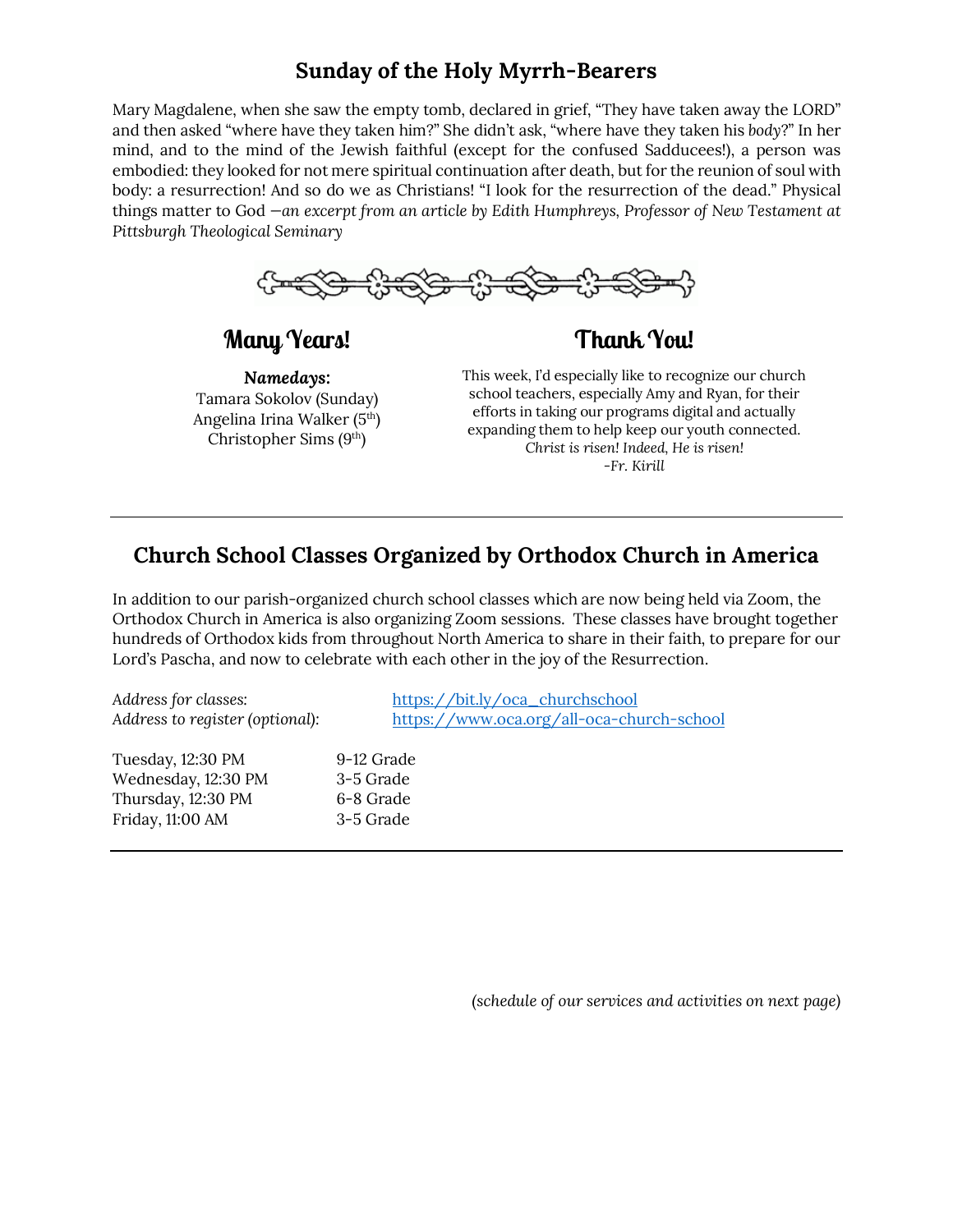## Sunday of the Holy Myrrh-Bearers

Mary Magdalene, when she saw the empty tomb, declared in grief, "They have taken away the LORD" and then asked "where have they taken him?" She didn't ask, "where have they taken his *body*?" In her mind, and to the mind of the Jewish faithful (except for the confused Sadducees!), a person was embodied: they looked for not mere spiritual continuation after death, but for the reunion of soul with body: a resurrection! And so do we as Christians! "I look for the resurrection of the dead." Physical things matter to God —*an excerpt from an article by Edith Humphreys, Professor of New Testament at Pittsburgh Theological Seminary*

## Many Years!

***Namedays:***
Tamara Sokolov (Sunday)
Angelina Irina Walker (5th)
Christopher Sims (9th)

## Thank You!

This week, I'd especially like to recognize our church school teachers, especially Amy and Ryan, for their efforts in taking our programs digital and actually expanding them to help keep our youth connected.
*Christ is risen! Indeed, He is risen!*
*-Fr. Kirill*

---

## Church School Classes Organized by Orthodox Church in America

In addition to our parish-organized church school classes which are now being held via Zoom, the Orthodox Church in America is also organizing Zoom sessions. These classes have brought together hundreds of Orthodox kids from throughout North America to share in their faith, to prepare for our Lord's Pascha, and now to celebrate with each other in the joy of the Resurrection.

| | |
|---|---|
| *Address for classes:* | https://bit.ly/oca_churchschool |
| *Address to register (optional):* | https://www.oca.org/all-oca-church-school |

| | |
|---|---|
| Tuesday, 12:30 PM | 9-12 Grade |
| Wednesday, 12:30 PM | 3-5 Grade |
| Thursday, 12:30 PM | 6-8 Grade |
| Friday, 11:00 AM | 3-5 Grade |

---

*(schedule of our services and activities on next page)*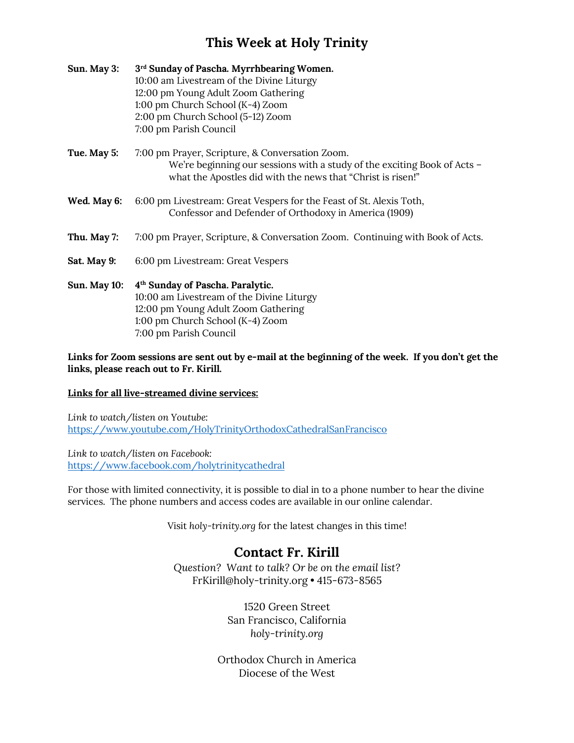# This Week at Holy Trinity

**Sun. May 3:** **3rd Sunday of Pascha. Myrrhbearing Women.**
10:00 am Livestream of the Divine Liturgy
12:00 pm Young Adult Zoom Gathering
1:00 pm Church School (K-4) Zoom
2:00 pm Church School (5-12) Zoom
7:00 pm Parish Council

**Tue. May 5:** 7:00 pm Prayer, Scripture, & Conversation Zoom.
We're beginning our sessions with a study of the exciting Book of Acts – what the Apostles did with the news that "Christ is risen!"

**Wed. May 6:** 6:00 pm Livestream: Great Vespers for the Feast of St. Alexis Toth, Confessor and Defender of Orthodoxy in America (1909)

**Thu. May 7:** 7:00 pm Prayer, Scripture, & Conversation Zoom. Continuing with Book of Acts.

**Sat. May 9:** 6:00 pm Livestream: Great Vespers

**Sun. May 10:** **4th Sunday of Pascha. Paralytic.**
10:00 am Livestream of the Divine Liturgy
12:00 pm Young Adult Zoom Gathering
1:00 pm Church School (K-4) Zoom
7:00 pm Parish Council

**Links for Zoom sessions are sent out by e-mail at the beginning of the week. If you don't get the links, please reach out to Fr. Kirill.**

**Links for all live-streamed divine services:**

*Link to watch/listen on Youtube:*
https://www.youtube.com/HolyTrinityOrthodoxCathedralSanFrancisco

*Link to watch/listen on Facebook:*
https://www.facebook.com/holytrinitycathedral

For those with limited connectivity, it is possible to dial in to a phone number to hear the divine services. The phone numbers and access codes are available in our online calendar.

Visit *holy-trinity.org* for the latest changes in this time!

## Contact Fr. Kirill

*Question? Want to talk? Or be on the email list?*
FrKirill@holy-trinity.org • 415-673-8565

1520 Green Street
San Francisco, California
*holy-trinity.org*

Orthodox Church in America
Diocese of the West